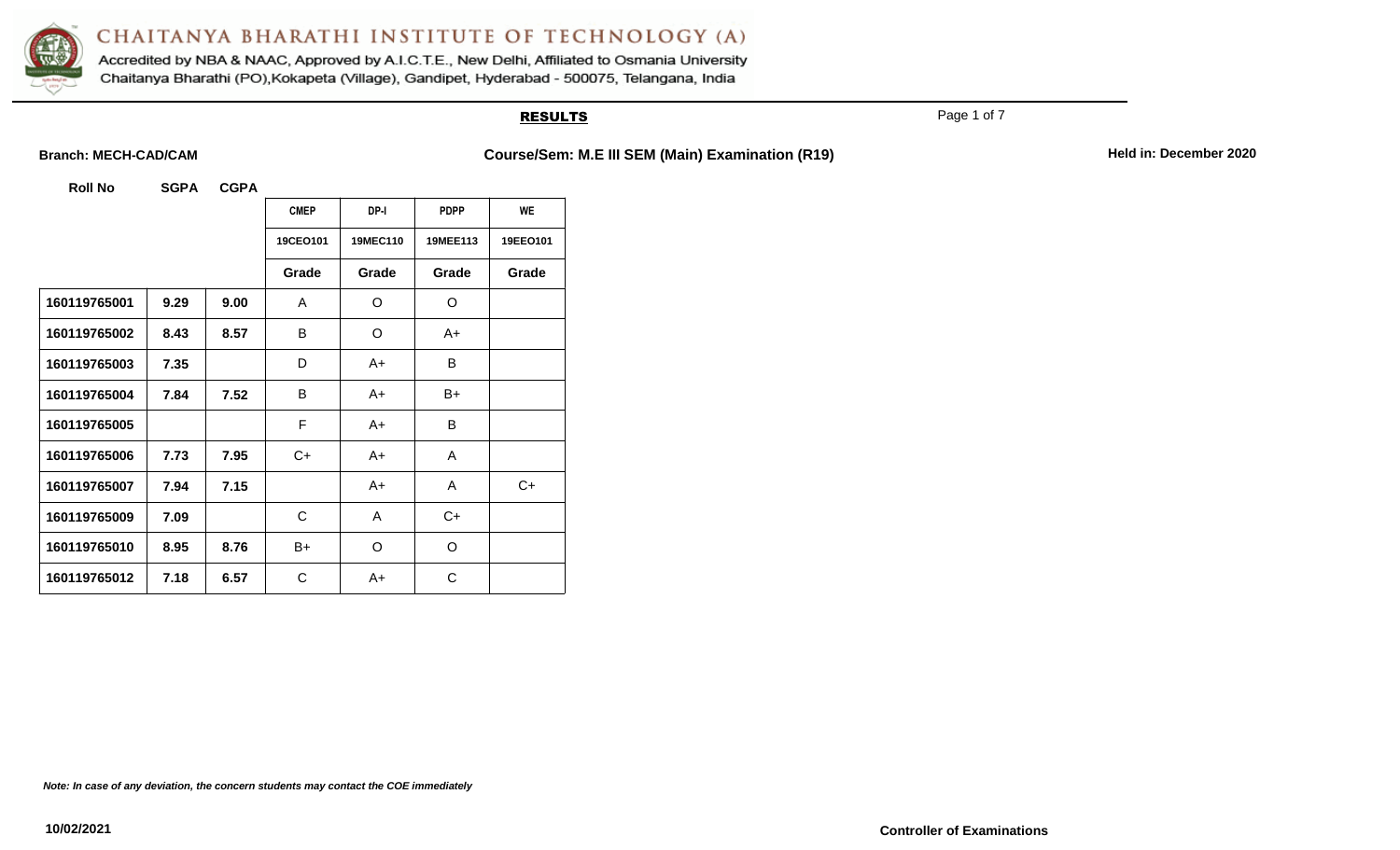# CHAITANYA BHARATHI INSTITUTE OF TECHNOLOGY (A)

Accredited by NBA & NAAC, Approved by A.I.C.T.E., New Delhi, Affiliated to Osmania University
Chaitanya Bharathi (PO),Kokapeta (Village), Gandipet, Hyderabad - 500075, Telangana, India

## RESULTS

**Branch: MECH-CAD/CAM** **Course/Sem: M.E III SEM (Main) Examination (R19)** **Held in: December 2020**

| Roll No | SGPA | CGPA | CMEP | DP-I | PDPP | WE |
|---|---|---|---|---|---|---|
| | | | 19CEO101 | 19MEC110 | 19MEE113 | 19EEO101 |
| | | | Grade | Grade | Grade | Grade |
| 160119765001 | 9.29 | 9.00 | A | O | O | |
| 160119765002 | 8.43 | 8.57 | B | O | A+ | |
| 160119765003 | 7.35 | | D | A+ | B | |
| 160119765004 | 7.84 | 7.52 | B | A+ | B+ | |
| 160119765005 | | | F | A+ | B | |
| 160119765006 | 7.73 | 7.95 | C+ | A+ | A | |
| 160119765007 | 7.94 | 7.15 | | A+ | A | C+ |
| 160119765009 | 7.09 | | C | A | C+ | |
| 160119765010 | 8.95 | 8.76 | B+ | O | O | |
| 160119765012 | 7.18 | 6.57 | C | A+ | C | |

*Note: In case of any deviation, the concern students may contact the COE immediately*

10/02/2021 **Controller of Examinations**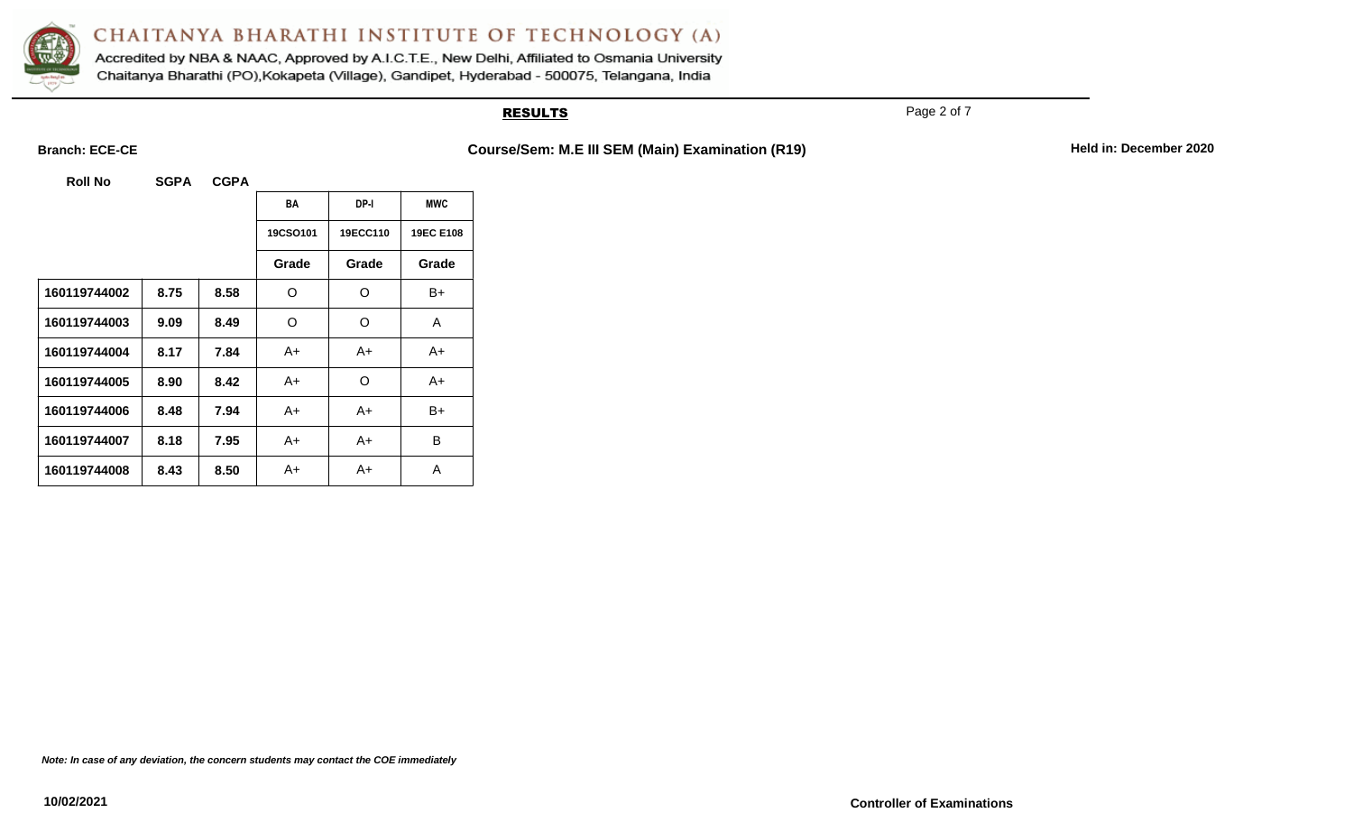# CHAITANYA BHARATHI INSTITUTE OF TECHNOLOGY (A)

Accredited by NBA & NAAC, Approved by A.I.C.T.E., New Delhi, Affiliated to Osmania University

Chaitanya Bharathi (PO),Kokapeta (Village), Gandipet, Hyderabad - 500075, Telangana, India

## RESULTS

**Branch: ECE-CE** **Course/Sem: M.E III SEM (Main) Examination (R19)** **Held in: December 2020**

| Roll No | SGPA | CGPA | BA | DP-I | MWC |
|---|---|---|---|---|---|
| | | | 19CSO101 | 19ECC110 | 19EC E108 |
| | | | Grade | Grade | Grade |
| 160119744002 | 8.75 | 8.58 | O | O | B+ |
| 160119744003 | 9.09 | 8.49 | O | O | A |
| 160119744004 | 8.17 | 7.84 | A+ | A+ | A+ |
| 160119744005 | 8.90 | 8.42 | A+ | O | A+ |
| 160119744006 | 8.48 | 7.94 | A+ | A+ | B+ |
| 160119744007 | 8.18 | 7.95 | A+ | A+ | B |
| 160119744008 | 8.43 | 8.50 | A+ | A+ | A |

*Note: In case of any deviation, the concern students may contact the COE immediately*

**10/02/2021** **Controller of Examinations**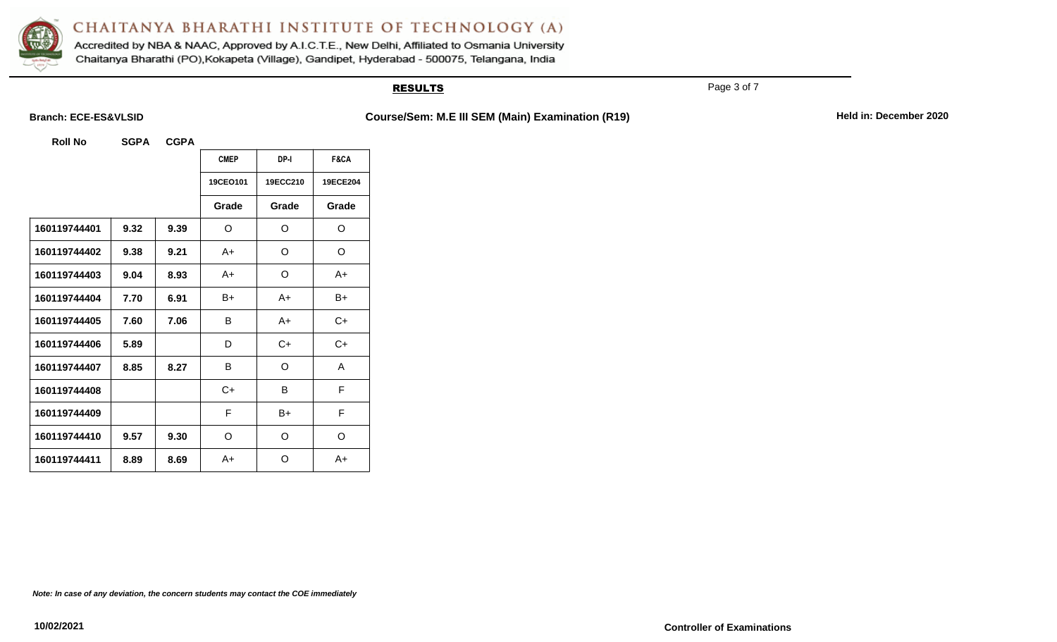# CHAITANYA BHARATHI INSTITUTE OF TECHNOLOGY (A)

Accredited by NBA & NAAC, Approved by A.I.C.T.E., New Delhi, Affiliated to Osmania University
Chaitanya Bharathi (PO),Kokapeta (Village), Gandipet, Hyderabad - 500075, Telangana, India

## RESULTS

**Branch: ECE-ES&VLSID** **Course/Sem: M.E III SEM (Main) Examination (R19)** **Held in: December 2020**

| Roll No | SGPA | CGPA | CMEP | DP-I | F&CA |
|---|---|---|---|---|---|
| | | | 19CEO101 | 19ECC210 | 19ECE204 |
| | | | Grade | Grade | Grade |
| 160119744401 | 9.32 | 9.39 | O | O | O |
| 160119744402 | 9.38 | 9.21 | A+ | O | O |
| 160119744403 | 9.04 | 8.93 | A+ | O | A+ |
| 160119744404 | 7.70 | 6.91 | B+ | A+ | B+ |
| 160119744405 | 7.60 | 7.06 | B | A+ | C+ |
| 160119744406 | 5.89 | | D | C+ | C+ |
| 160119744407 | 8.85 | 8.27 | B | O | A |
| 160119744408 | | | C+ | B | F |
| 160119744409 | | | F | B+ | F |
| 160119744410 | 9.57 | 9.30 | O | O | O |
| 160119744411 | 8.89 | 8.69 | A+ | O | A+ |

*Note: In case of any deviation, the concern students may contact the COE immediately*

10/02/2021

**Controller of Examinations**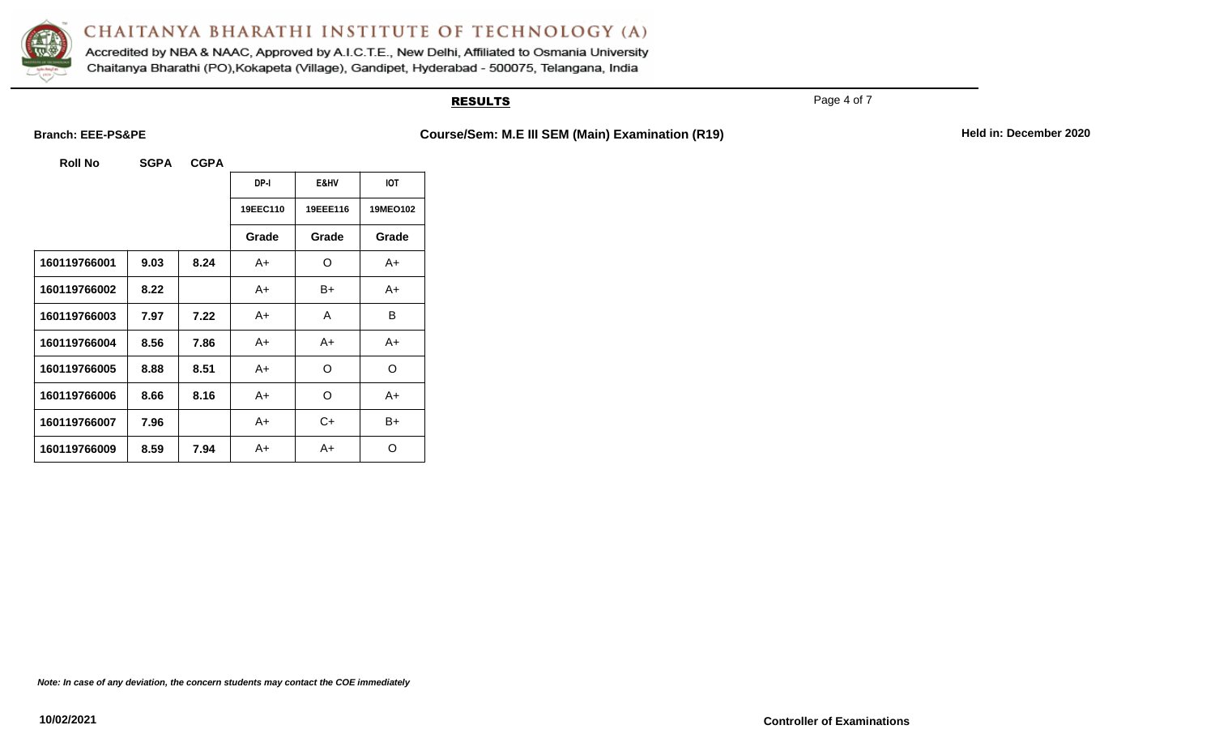# CHAITANYA BHARATHI INSTITUTE OF TECHNOLOGY (A)

Accredited by NBA & NAAC, Approved by A.I.C.T.E., New Delhi, Affiliated to Osmania University
Chaitanya Bharathi (PO),Kokapeta (Village), Gandipet, Hyderabad - 500075, Telangana, India

## RESULTS

**Branch: EEE-PS&PE** **Course/Sem: M.E III SEM (Main) Examination (R19)** **Held in: December 2020**

| Roll No | SGPA | CGPA | DP-I | E&HV | IOT |
|---|---|---|---|---|---|
| | | | 19EEC110 | 19EEE116 | 19MEO102 |
| | | | Grade | Grade | Grade |
| 160119766001 | 9.03 | 8.24 | A+ | O | A+ |
| 160119766002 | 8.22 | | A+ | B+ | A+ |
| 160119766003 | 7.97 | 7.22 | A+ | A | B |
| 160119766004 | 8.56 | 7.86 | A+ | A+ | A+ |
| 160119766005 | 8.88 | 8.51 | A+ | O | O |
| 160119766006 | 8.66 | 8.16 | A+ | O | A+ |
| 160119766007 | 7.96 | | A+ | C+ | B+ |
| 160119766009 | 8.59 | 7.94 | A+ | A+ | O |

*Note: In case of any deviation, the concern students may contact the COE immediately*

10/02/2021

**Controller of Examinations**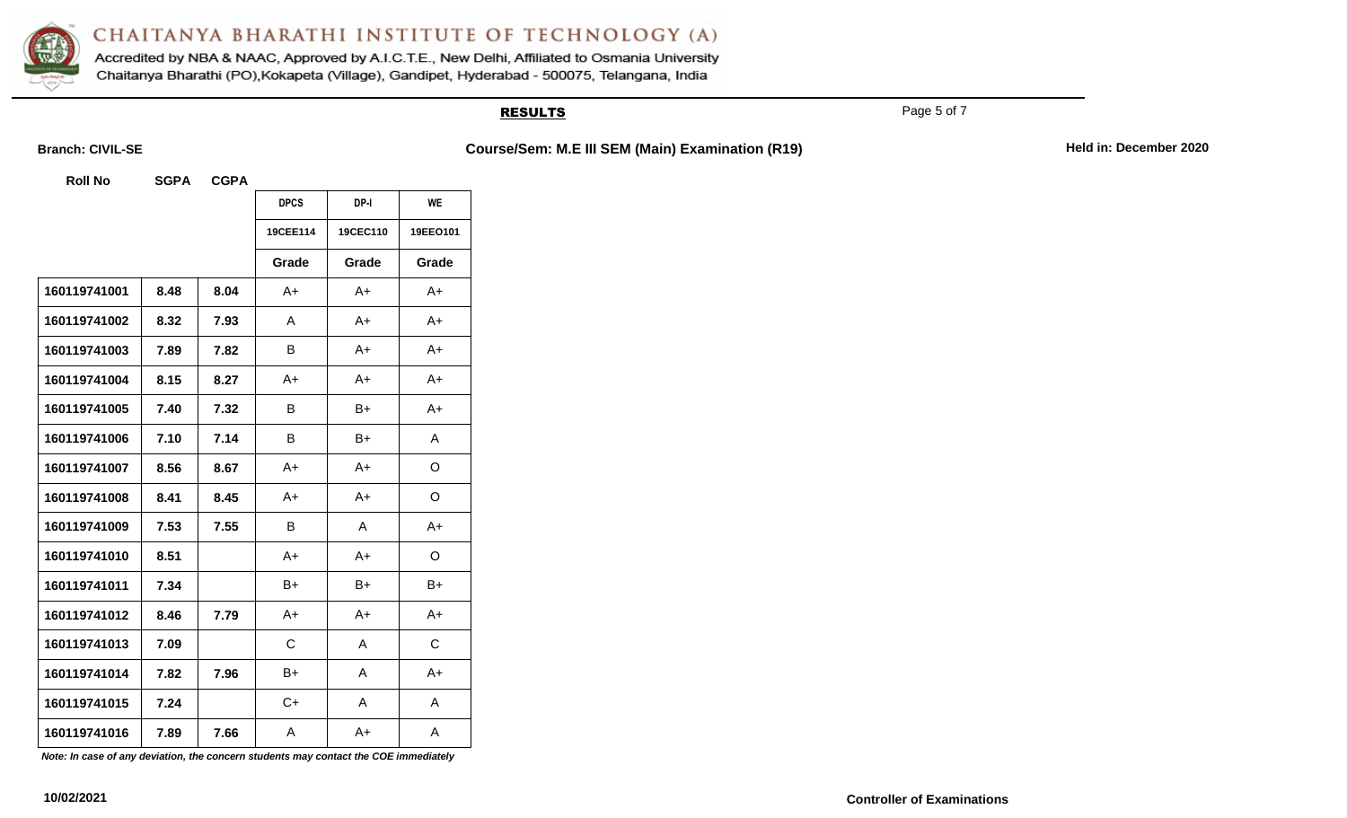# CHAITANYA BHARATHI INSTITUTE OF TECHNOLOGY (A)

Accredited by NBA & NAAC, Approved by A.I.C.T.E., New Delhi, Affiliated to Osmania University
Chaitanya Bharathi (PO),Kokapeta (Village), Gandipet, Hyderabad - 500075, Telangana, India

## RESULTS

**Branch: CIVIL-SE** **Course/Sem: M.E III SEM (Main) Examination (R19)** **Held in: December 2020**

| Roll No | SGPA | CGPA | DPCS | DP-I | WE |
|---|---|---|---|---|---|
| | | | 19CEE114 | 19CEC110 | 19EEO101 |
| | | | Grade | Grade | Grade |
| 160119741001 | 8.48 | 8.04 | A+ | A+ | A+ |
| 160119741002 | 8.32 | 7.93 | A | A+ | A+ |
| 160119741003 | 7.89 | 7.82 | B | A+ | A+ |
| 160119741004 | 8.15 | 8.27 | A+ | A+ | A+ |
| 160119741005 | 7.40 | 7.32 | B | B+ | A+ |
| 160119741006 | 7.10 | 7.14 | B | B+ | A |
| 160119741007 | 8.56 | 8.67 | A+ | A+ | O |
| 160119741008 | 8.41 | 8.45 | A+ | A+ | O |
| 160119741009 | 7.53 | 7.55 | B | A | A+ |
| 160119741010 | 8.51 | | A+ | A+ | O |
| 160119741011 | 7.34 | | B+ | B+ | B+ |
| 160119741012 | 8.46 | 7.79 | A+ | A+ | A+ |
| 160119741013 | 7.09 | | C | A | C |
| 160119741014 | 7.82 | 7.96 | B+ | A | A+ |
| 160119741015 | 7.24 | | C+ | A | A |
| 160119741016 | 7.89 | 7.66 | A | A+ | A |

*Note: In case of any deviation, the concern students may contact the COE immediately*

10/02/2021

**Controller of Examinations**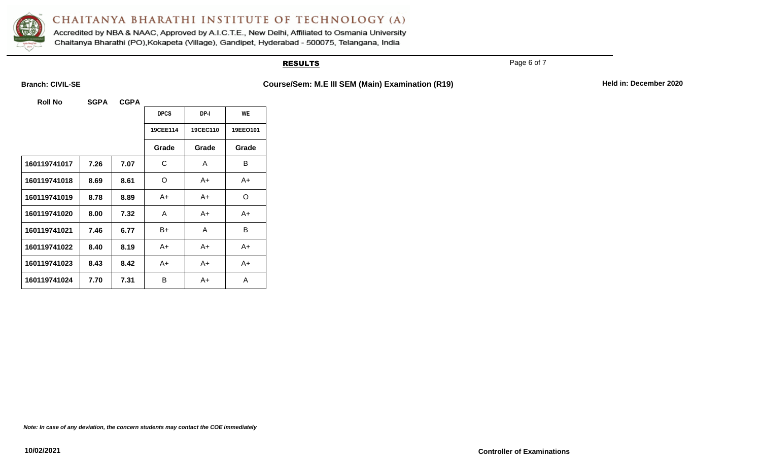# CHAITANYA BHARATHI INSTITUTE OF TECHNOLOGY (A)

Accredited by NBA & NAAC, Approved by A.I.C.T.E., New Delhi, Affiliated to Osmania University
Chaitanya Bharathi (PO),Kokapeta (Village), Gandipet, Hyderabad - 500075, Telangana, India

## RESULTS

**Branch: CIVIL-SE** **Course/Sem: M.E III SEM (Main) Examination (R19)** **Held in: December 2020**

| Roll No | SGPA | CGPA | DPCS | DP-I | WE |
|---|---|---|---|---|---|
| | | | 19CEE114 | 19CEC110 | 19EEO101 |
| | | | Grade | Grade | Grade |
| 160119741017 | 7.26 | 7.07 | C | A | B |
| 160119741018 | 8.69 | 8.61 | O | A+ | A+ |
| 160119741019 | 8.78 | 8.89 | A+ | A+ | O |
| 160119741020 | 8.00 | 7.32 | A | A+ | A+ |
| 160119741021 | 7.46 | 6.77 | B+ | A | B |
| 160119741022 | 8.40 | 8.19 | A+ | A+ | A+ |
| 160119741023 | 8.43 | 8.42 | A+ | A+ | A+ |
| 160119741024 | 7.70 | 7.31 | B | A+ | A |

*Note: In case of any deviation, the concern students may contact the COE immediately*

10/02/2021

**Controller of Examinations**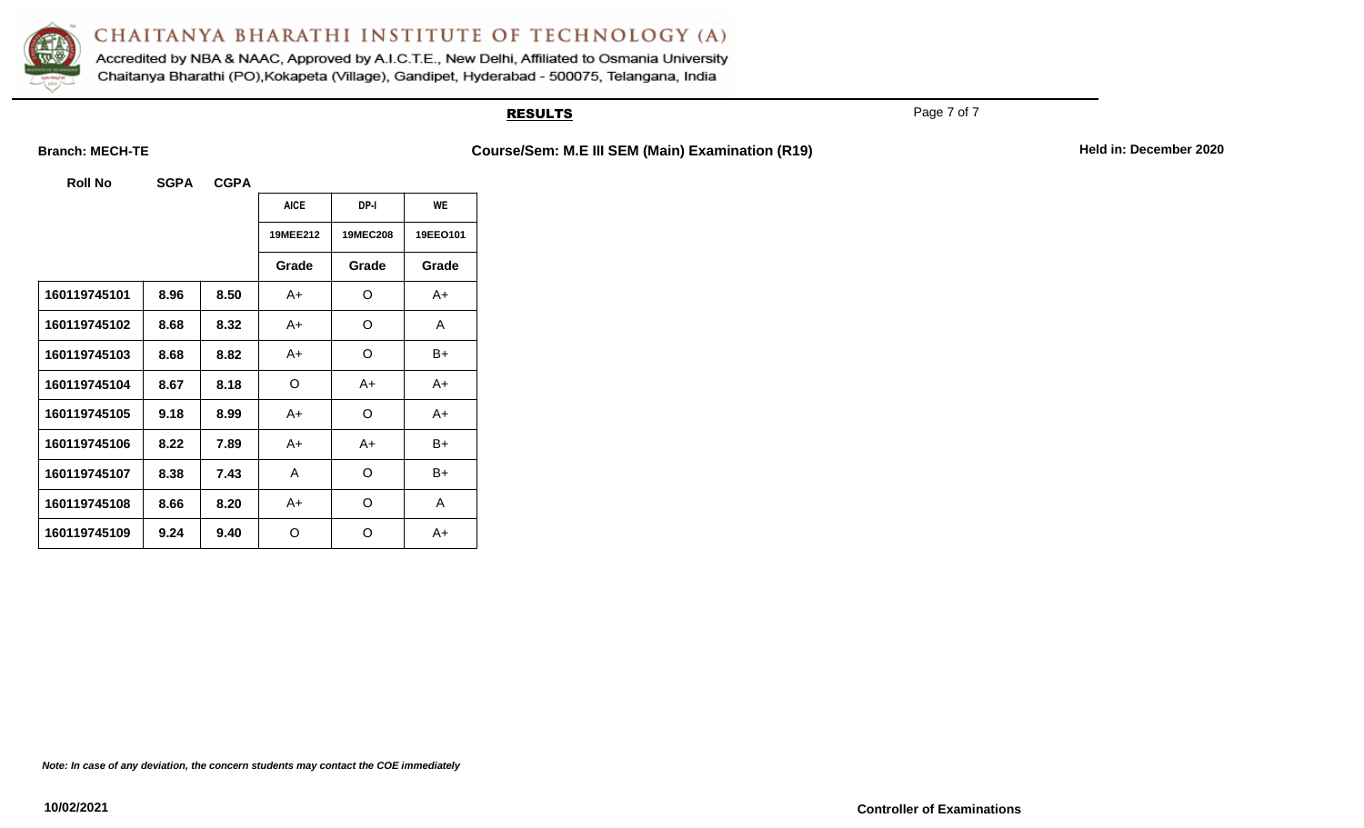# CHAITANYA BHARATHI INSTITUTE OF TECHNOLOGY (A)

Accredited by NBA & NAAC, Approved by A.I.C.T.E., New Delhi, Affiliated to Osmania University
Chaitanya Bharathi (PO),Kokapeta (Village), Gandipet, Hyderabad - 500075, Telangana, India

## RESULTS

**Branch: MECH-TE** **Course/Sem: M.E III SEM (Main) Examination (R19)** **Held in: December 2020**

| Roll No | SGPA | CGPA | AICE | DP-I | WE |
|---|---|---|---|---|---|
| | | | 19MEE212 | 19MEC208 | 19EEO101 |
| | | | Grade | Grade | Grade |
| 160119745101 | 8.96 | 8.50 | A+ | O | A+ |
| 160119745102 | 8.68 | 8.32 | A+ | O | A |
| 160119745103 | 8.68 | 8.82 | A+ | O | B+ |
| 160119745104 | 8.67 | 8.18 | O | A+ | A+ |
| 160119745105 | 9.18 | 8.99 | A+ | O | A+ |
| 160119745106 | 8.22 | 7.89 | A+ | A+ | B+ |
| 160119745107 | 8.38 | 7.43 | A | O | B+ |
| 160119745108 | 8.66 | 8.20 | A+ | O | A |
| 160119745109 | 9.24 | 9.40 | O | O | A+ |

*Note: In case of any deviation, the concern students may contact the COE immediately*

10/02/2021

**Controller of Examinations**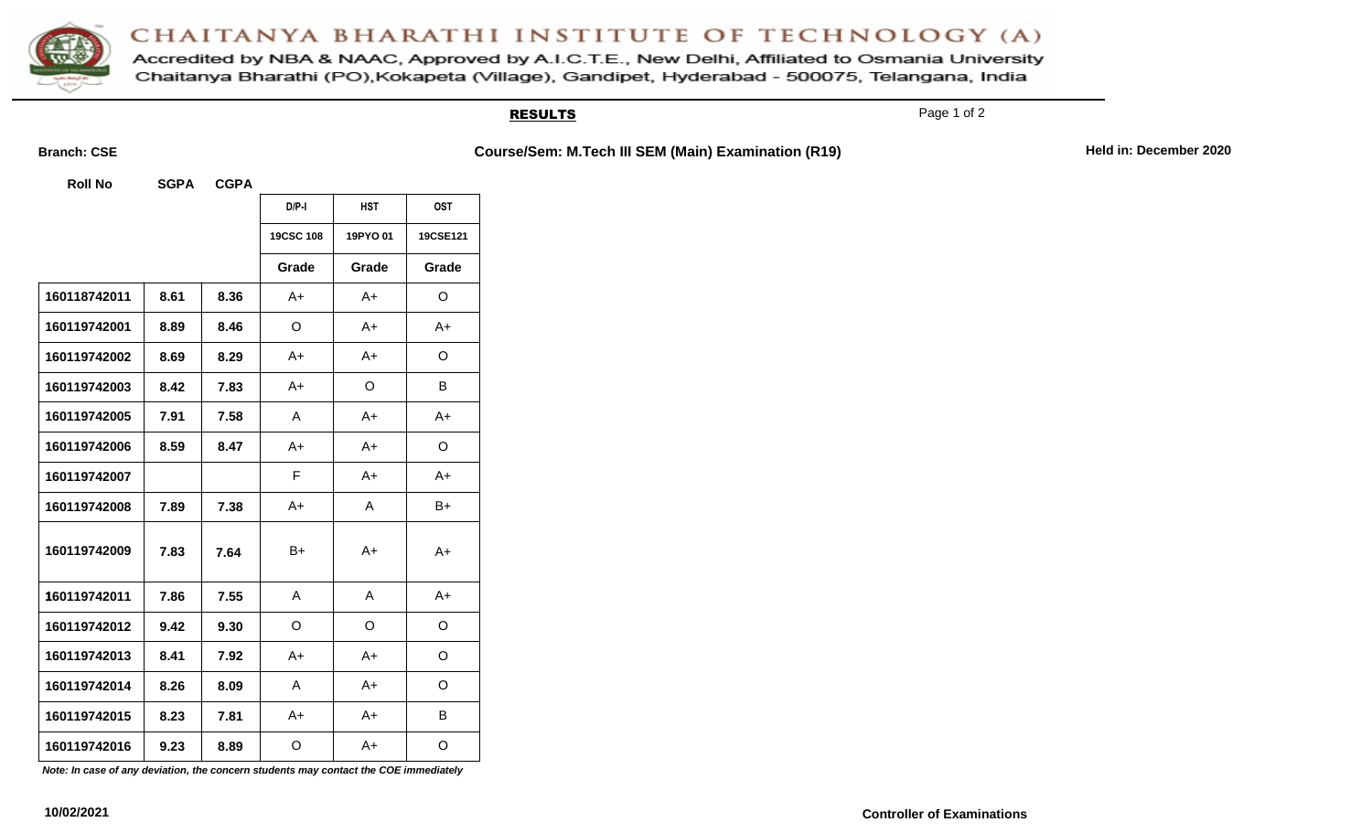# CHAITANYA BHARATHI INSTITUTE OF TECHNOLOGY (A)

Accredited by NBA & NAAC, Approved by A.I.C.T.E., New Delhi, Affiliated to Osmania University
Chaitanya Bharathi (PO),Kokapeta (Village), Gandipet, Hyderabad - 500075, Telangana, India

## RESULTS

**Branch: CSE** | **Course/Sem: M.Tech III SEM (Main) Examination (R19)** | **Held in: December 2020**

| Roll No | SGPA | CGPA | D/P-I | HST | OST |
|---|---|---|---|---|---|
| | | | 19CSC 108 | 19PYO 01 | 19CSE121 |
| | | | Grade | Grade | Grade |
| 160118742011 | 8.61 | 8.36 | A+ | A+ | O |
| 160119742001 | 8.89 | 8.46 | O | A+ | A+ |
| 160119742002 | 8.69 | 8.29 | A+ | A+ | O |
| 160119742003 | 8.42 | 7.83 | A+ | O | B |
| 160119742005 | 7.91 | 7.58 | A | A+ | A+ |
| 160119742006 | 8.59 | 8.47 | A+ | A+ | O |
| 160119742007 | | | F | A+ | A+ |
| 160119742008 | 7.89 | 7.38 | A+ | A | B+ |
| 160119742009 | 7.83 | 7.64 | B+ | A+ | A+ |
| 160119742011 | 7.86 | 7.55 | A | A | A+ |
| 160119742012 | 9.42 | 9.30 | O | O | O |
| 160119742013 | 8.41 | 7.92 | A+ | A+ | O |
| 160119742014 | 8.26 | 8.09 | A | A+ | O |
| 160119742015 | 8.23 | 7.81 | A+ | A+ | B |
| 160119742016 | 9.23 | 8.89 | O | A+ | O |

***Note: In case of any deviation, the concern students may contact the COE immediately***

**10/02/2021** | **Controller of Examinations**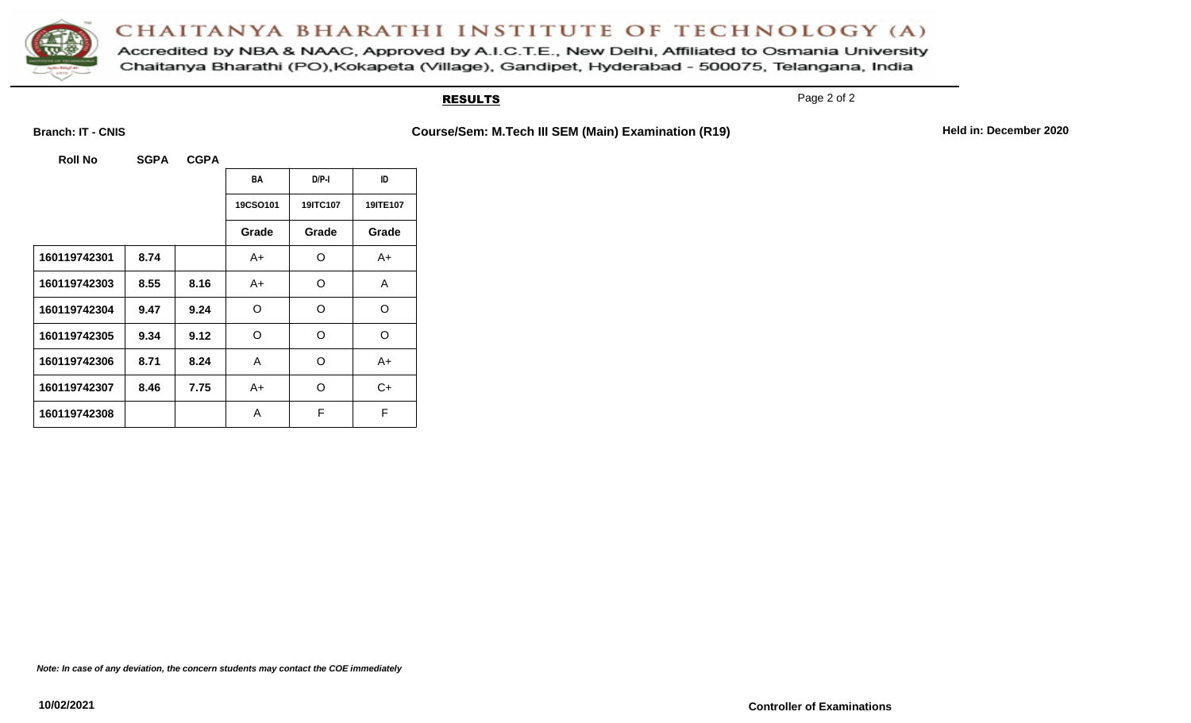# CHAITANYA BHARATHI INSTITUTE OF TECHNOLOGY (A)

Accredited by NBA & NAAC, Approved by A.I.C.T.E., New Delhi, Affiliated to Osmania University

Chaitanya Bharathi (PO),Kokapeta (Village), Gandipet, Hyderabad - 500075, Telangana, India

## RESULTS

**Branch: IT - CNIS** **Course/Sem: M.Tech III SEM (Main) Examination (R19)** **Held in: December 2020**

| Roll No | SGPA | CGPA | BA | D/P-I | ID |
|---|---|---|---|---|---|
| | | | 19CSO101 | 19ITC107 | 19ITE107 |
| | | | Grade | Grade | Grade |
| 160119742301 | 8.74 | | A+ | O | A+ |
| 160119742303 | 8.55 | 8.16 | A+ | O | A |
| 160119742304 | 9.47 | 9.24 | O | O | O |
| 160119742305 | 9.34 | 9.12 | O | O | O |
| 160119742306 | 8.71 | 8.24 | A | O | A+ |
| 160119742307 | 8.46 | 7.75 | A+ | O | C+ |
| 160119742308 | | | A | F | F |

*Note: In case of any deviation, the concern students may contact the COE immediately*

10/02/2021 **Controller of Examinations**